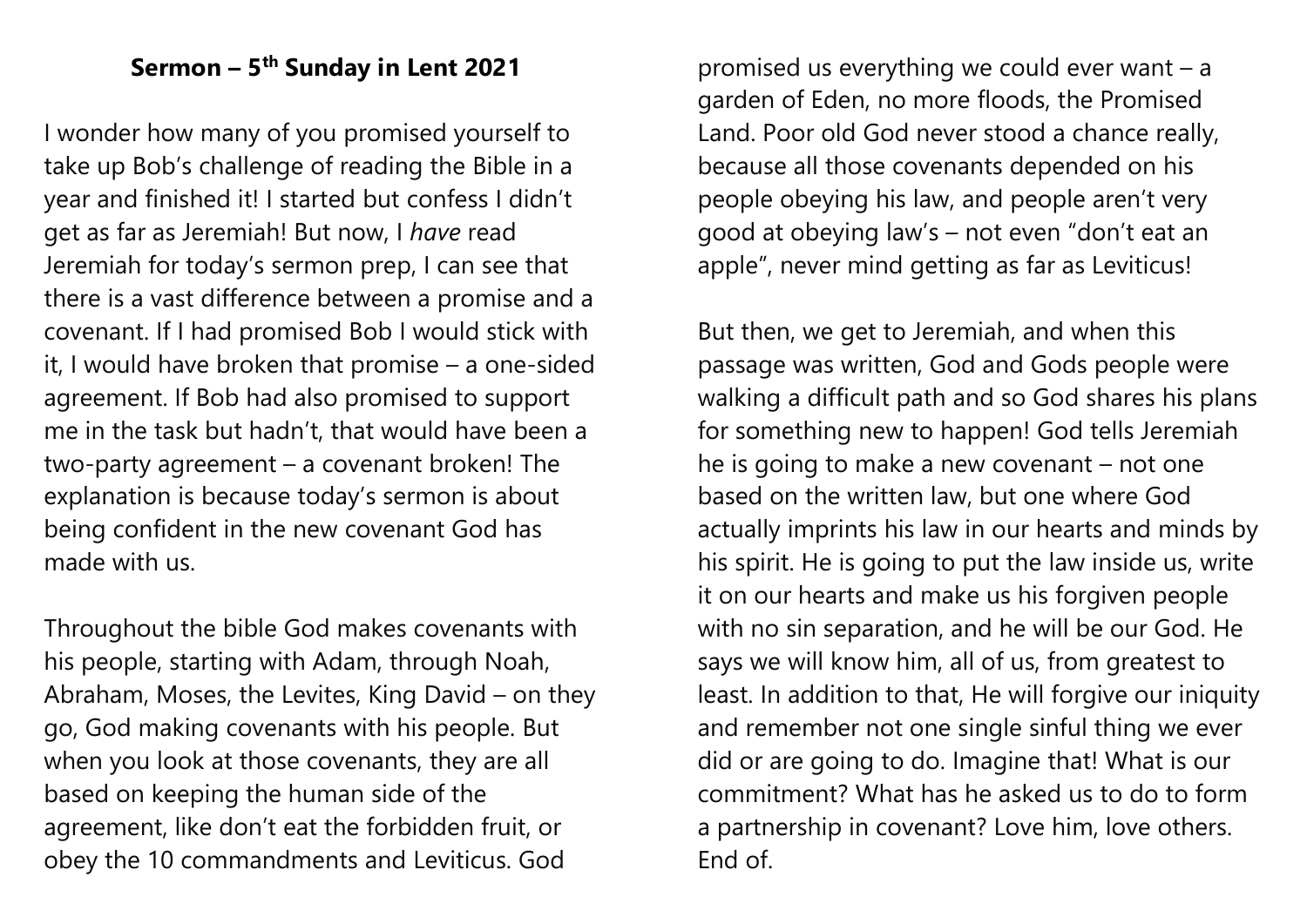# Sermon – 5th Sunday in Lent 2021

I wonder how many of you promised yourself to take up Bob's challenge of reading the Bible in a year and finished it! I started but confess I didn't get as far as Jeremiah! But now, I *have* read Jeremiah for today's sermon prep, I can see that there is a vast difference between a promise and a covenant. If I had promised Bob I would stick with it, I would have broken that promise – a one-sided agreement. If Bob had also promised to support me in the task but hadn't, that would have been a two-party agreement – a covenant broken! The explanation is because today's sermon is about being confident in the new covenant God has made with us.

Throughout the bible God makes covenants with his people, starting with Adam, through Noah, Abraham, Moses, the Levites, King David – on they go, God making covenants with his people. But when you look at those covenants, they are all based on keeping the human side of the agreement, like don't eat the forbidden fruit, or obey the 10 commandments and Leviticus. God promised us everything we could ever want – a garden of Eden, no more floods, the Promised Land. Poor old God never stood a chance really, because all those covenants depended on his people obeying his law, and people aren't very good at obeying law's – not even "don't eat an apple", never mind getting as far as Leviticus!

But then, we get to Jeremiah, and when this passage was written, God and Gods people were walking a difficult path and so God shares his plans for something new to happen! God tells Jeremiah he is going to make a new covenant – not one based on the written law, but one where God actually imprints his law in our hearts and minds by his spirit. He is going to put the law inside us, write it on our hearts and make us his forgiven people with no sin separation, and he will be our God. He says we will know him, all of us, from greatest to least. In addition to that, He will forgive our iniquity and remember not one single sinful thing we ever did or are going to do. Imagine that! What is our commitment? What has he asked us to do to form a partnership in covenant? Love him, love others. End of.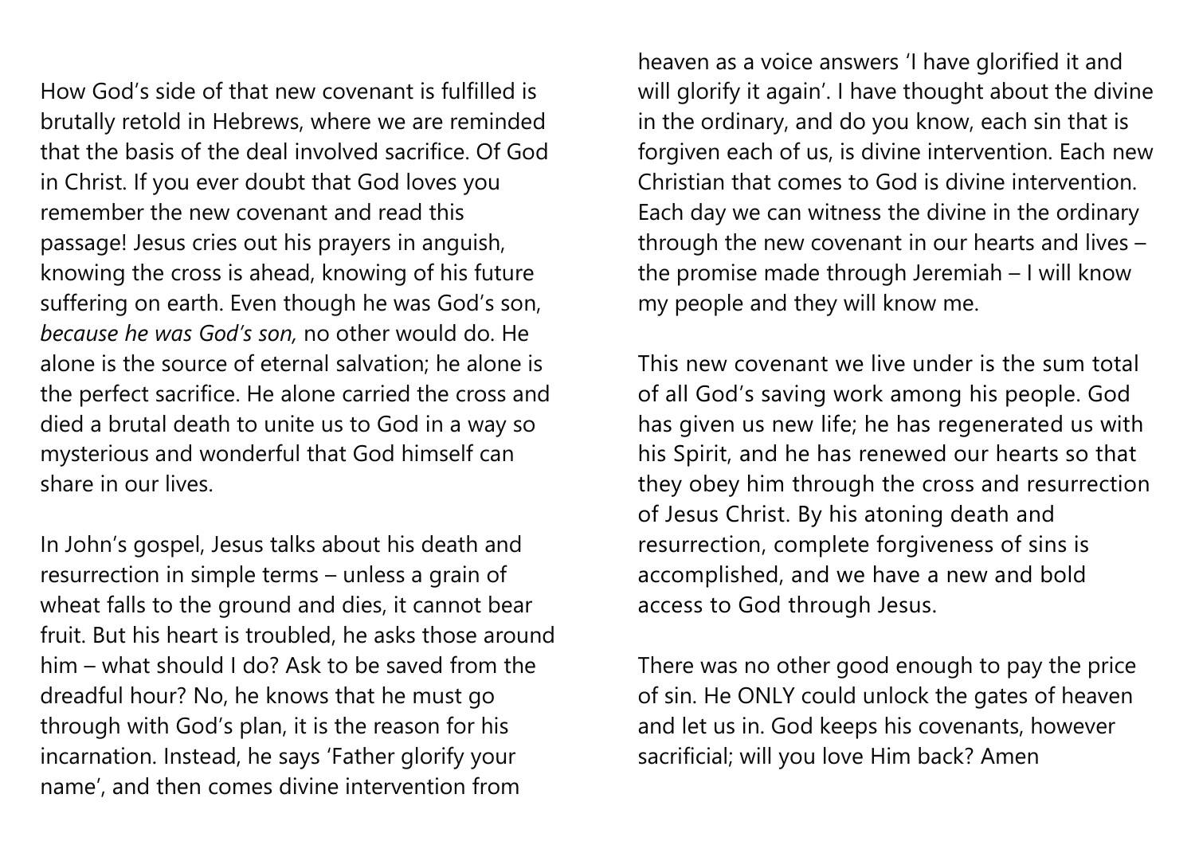How God's side of that new covenant is fulfilled is brutally retold in Hebrews, where we are reminded that the basis of the deal involved sacrifice. Of God in Christ. If you ever doubt that God loves you remember the new covenant and read this passage! Jesus cries out his prayers in anguish, knowing the cross is ahead, knowing of his future suffering on earth. Even though he was God's son, *because he was God's son,* no other would do. He alone is the source of eternal salvation; he alone is the perfect sacrifice. He alone carried the cross and died a brutal death to unite us to God in a way so mysterious and wonderful that God himself can share in our lives.

In John's gospel, Jesus talks about his death and resurrection in simple terms – unless a grain of wheat falls to the ground and dies, it cannot bear fruit. But his heart is troubled, he asks those around him – what should I do? Ask to be saved from the dreadful hour? No, he knows that he must go through with God's plan, it is the reason for his incarnation. Instead, he says 'Father glorify your name', and then comes divine intervention from heaven as a voice answers 'I have glorified it and will glorify it again'. I have thought about the divine in the ordinary, and do you know, each sin that is forgiven each of us, is divine intervention. Each new Christian that comes to God is divine intervention. Each day we can witness the divine in the ordinary through the new covenant in our hearts and lives – the promise made through Jeremiah – I will know my people and they will know me.

This new covenant we live under is the sum total of all God's saving work among his people. God has given us new life; he has regenerated us with his Spirit, and he has renewed our hearts so that they obey him through the cross and resurrection of Jesus Christ. By his atoning death and resurrection, complete forgiveness of sins is accomplished, and we have a new and bold access to God through Jesus.

There was no other good enough to pay the price of sin. He ONLY could unlock the gates of heaven and let us in. God keeps his covenants, however sacrificial; will you love Him back? Amen